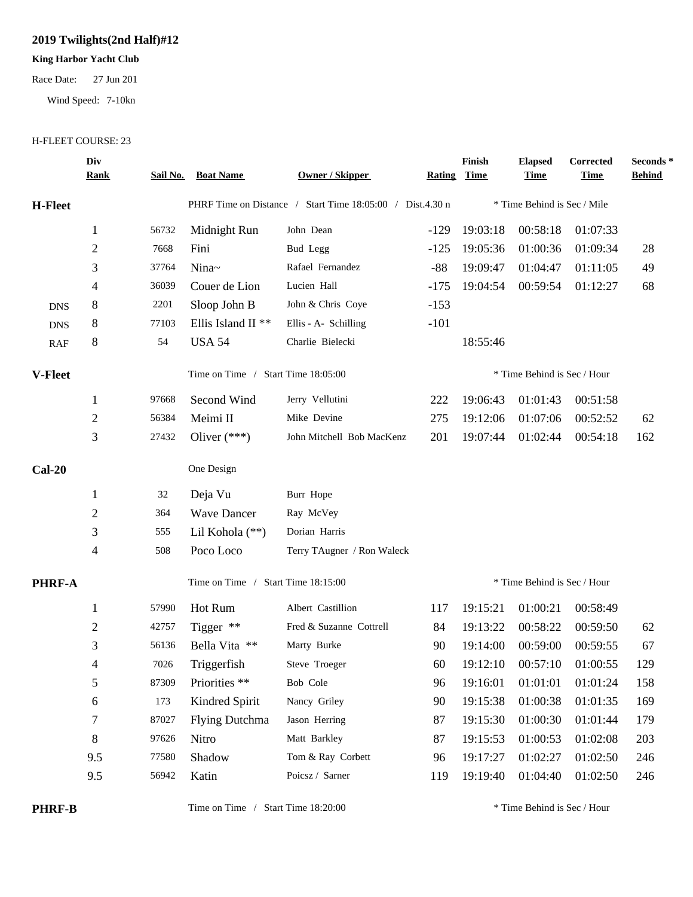# 2019 Twilights(2nd Half)#12

**King Harbor Yacht Club**

Race Date: 27 Jun 201

Wind Speed: 7-10kn

H-FLEET COURSE: 23

| | Div Rank | Sail No. | Boat Name | Owner / Skipper | Rating | Finish Time | Elapsed Time | Corrected Time | Seconds * Behind |
|---|---|---|---|---|---|---|---|---|---|
| **H-Fleet** | | | PHRF Time on Distance / Start Time 18:05:00 / Dist.4.30 n | | | * Time Behind is Sec / Mile | | | |
| | 1 | 56732 | Midnight Run | John Dean | -129 | 19:03:18 | 00:58:18 | 01:07:33 | |
| | 2 | 7668 | Fini | Bud Legg | -125 | 19:05:36 | 01:00:36 | 01:09:34 | 28 |
| | 3 | 37764 | Nina~ | Rafael Fernandez | -88 | 19:09:47 | 01:04:47 | 01:11:05 | 49 |
| | 4 | 36039 | Couer de Lion | Lucien Hall | -175 | 19:04:54 | 00:59:54 | 01:12:27 | 68 |
| DNS | 8 | 2201 | Sloop John B | John & Chris Coye | -153 | | | | |
| DNS | 8 | 77103 | Ellis Island II ** | Ellis - A- Schilling | -101 | | | | |
| RAF | 8 | 54 | USA 54 | Charlie Bielecki | | 18:55:46 | | | |
| **V-Fleet** | | | Time on Time / Start Time 18:05:00 | | | * Time Behind is Sec / Hour | | | |
| | 1 | 97668 | Second Wind | Jerry Vellutini | 222 | 19:06:43 | 01:01:43 | 00:51:58 | |
| | 2 | 56384 | Meimi II | Mike Devine | 275 | 19:12:06 | 01:07:06 | 00:52:52 | 62 |
| | 3 | 27432 | Oliver (***) | John Mitchell Bob MacKenz | 201 | 19:07:44 | 01:02:44 | 00:54:18 | 162 |
| **Cal-20** | | | One Design | | | | | | |
| | 1 | 32 | Deja Vu | Burr Hope | | | | | |
| | 2 | 364 | Wave Dancer | Ray McVey | | | | | |
| | 3 | 555 | Lil Kohola (**) | Dorian Harris | | | | | |
| | 4 | 508 | Poco Loco | Terry TAugner / Ron Waleck | | | | | |
| **PHRF-A** | | | Time on Time / Start Time 18:15:00 | | | * Time Behind is Sec / Hour | | | |
| | 1 | 57990 | Hot Rum | Albert Castillion | 117 | 19:15:21 | 01:00:21 | 00:58:49 | |
| | 2 | 42757 | Tigger ** | Fred & Suzanne Cottrell | 84 | 19:13:22 | 00:58:22 | 00:59:50 | 62 |
| | 3 | 56136 | Bella Vita ** | Marty Burke | 90 | 19:14:00 | 00:59:00 | 00:59:55 | 67 |
| | 4 | 7026 | Triggerfish | Steve Troeger | 60 | 19:12:10 | 00:57:10 | 01:00:55 | 129 |
| | 5 | 87309 | Priorities ** | Bob Cole | 96 | 19:16:01 | 01:01:01 | 01:01:24 | 158 |
| | 6 | 173 | Kindred Spirit | Nancy Griley | 90 | 19:15:38 | 01:00:38 | 01:01:35 | 169 |
| | 7 | 87027 | Flying Dutchma | Jason Herring | 87 | 19:15:30 | 01:00:30 | 01:01:44 | 179 |
| | 8 | 97626 | Nitro | Matt Barkley | 87 | 19:15:53 | 01:00:53 | 01:02:08 | 203 |
| | 9.5 | 77580 | Shadow | Tom & Ray Corbett | 96 | 19:17:27 | 01:02:27 | 01:02:50 | 246 |
| | 9.5 | 56942 | Katin | Poicsz / Sarner | 119 | 19:19:40 | 01:04:40 | 01:02:50 | 246 |
| **PHRF-B** | | | Time on Time / Start Time 18:20:00 | | | * Time Behind is Sec / Hour | | | |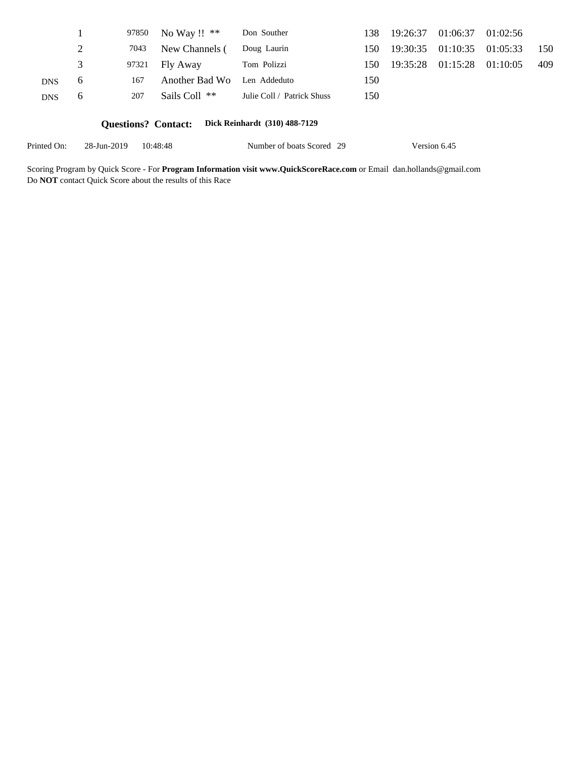| | | | | | | | | | |
|---|---|---|---|---|---|---|---|---|---|
| | 1 | 97850 | No Way !! ** | Don Souther | 138 | 19:26:37 | 01:06:37 | 01:02:56 | |
| | 2 | 7043 | New Channels ( | Doug Laurin | 150 | 19:30:35 | 01:10:35 | 01:05:33 | 150 |
| | 3 | 97321 | Fly Away | Tom Polizzi | 150 | 19:35:28 | 01:15:28 | 01:10:05 | 409 |
| DNS | 6 | 167 | Another Bad Wo | Len Addeduto | 150 | | | | |
| DNS | 6 | 207 | Sails Coll ** | Julie Coll / Patrick Shuss | 150 | | | | |

**Questions? Contact:** **Dick Reinhardt (310) 488-7129**

Printed On: 28-Jun-2019 10:48:48 Number of boats Scored 29 Version 6.45

Scoring Program by Quick Score - For **Program Information visit www.QuickScoreRace.com** or Email dan.hollands@gmail.com
Do **NOT** contact Quick Score about the results of this Race